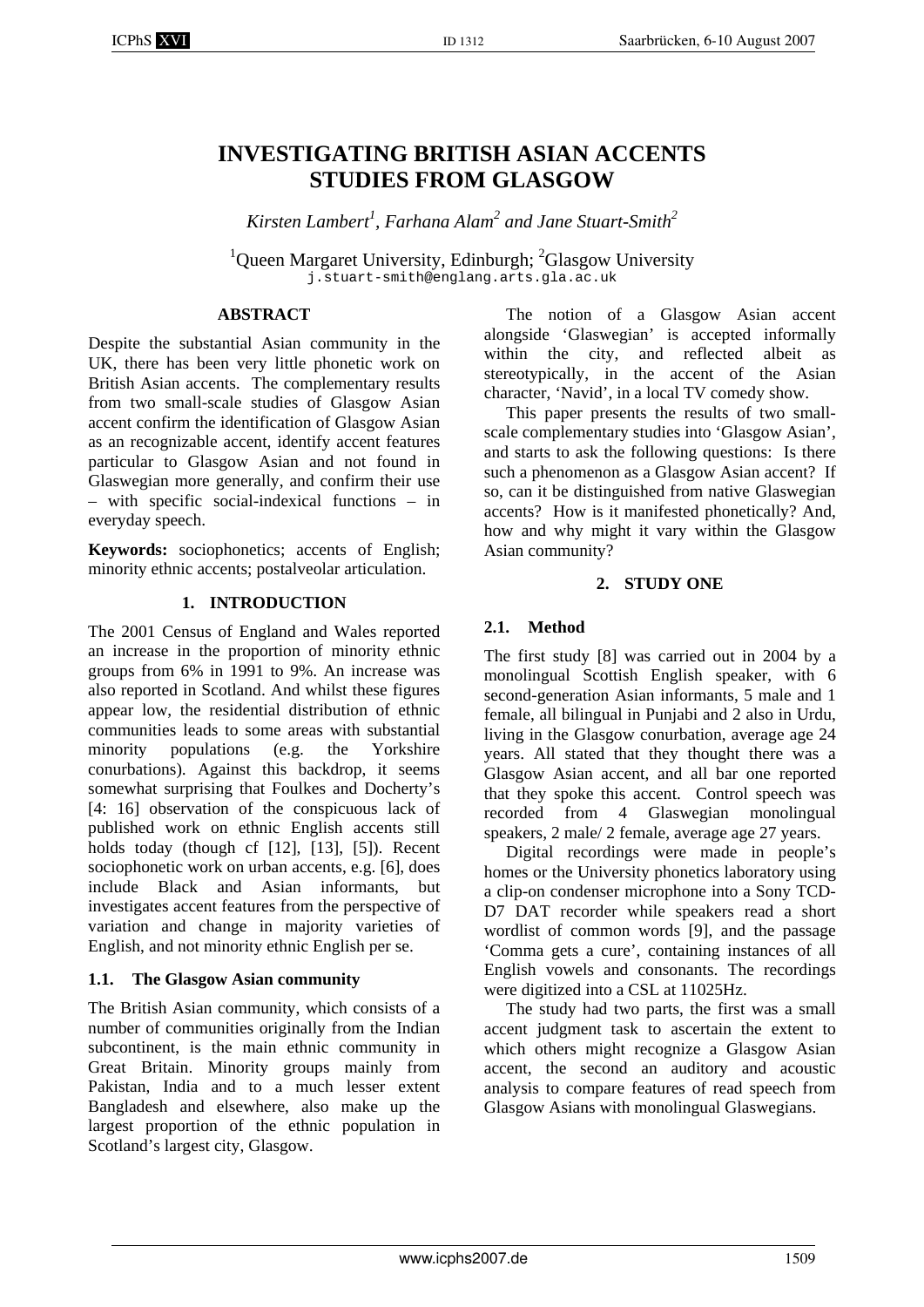# INVESTIGATING BRITISH ASIAN ACCENTS STUDIES FROM GLASGOW

*Kirsten Lambert[1], Farhana Alam[2] and Jane Stuart-Smith[2]*

[1]Queen Margaret University, Edinburgh; [2]Glasgow University
j.stuart-smith@englang.arts.gla.ac.uk

## ABSTRACT

Despite the substantial Asian community in the UK, there has been very little phonetic work on British Asian accents. The complementary results from two small-scale studies of Glasgow Asian accent confirm the identification of Glasgow Asian as an recognizable accent, identify accent features particular to Glasgow Asian and not found in Glaswegian more generally, and confirm their use – with specific social-indexical functions – in everyday speech.

**Keywords:** sociophonetics; accents of English; minority ethnic accents; postalveolar articulation.

## 1. INTRODUCTION

The 2001 Census of England and Wales reported an increase in the proportion of minority ethnic groups from 6% in 1991 to 9%. An increase was also reported in Scotland. And whilst these figures appear low, the residential distribution of ethnic communities leads to some areas with substantial minority populations (e.g. the Yorkshire conurbations). Against this backdrop, it seems somewhat surprising that Foulkes and Docherty's [4: 16] observation of the conspicuous lack of published work on ethnic English accents still holds today (though cf [12], [13], [5]). Recent sociophonetic work on urban accents, e.g. [6], does include Black and Asian informants, but investigates accent features from the perspective of variation and change in majority varieties of English, and not minority ethnic English per se.

### 1.1. The Glasgow Asian community

The British Asian community, which consists of a number of communities originally from the Indian subcontinent, is the main ethnic community in Great Britain. Minority groups mainly from Pakistan, India and to a much lesser extent Bangladesh and elsewhere, also make up the largest proportion of the ethnic population in Scotland's largest city, Glasgow.

The notion of a Glasgow Asian accent alongside 'Glaswegian' is accepted informally within the city, and reflected albeit as stereotypically, in the accent of the Asian character, 'Navid', in a local TV comedy show.

This paper presents the results of two small-scale complementary studies into 'Glasgow Asian', and starts to ask the following questions: Is there such a phenomenon as a Glasgow Asian accent? If so, can it be distinguished from native Glaswegian accents? How is it manifested phonetically? And, how and why might it vary within the Glasgow Asian community?

## 2. STUDY ONE

### 2.1. Method

The first study [8] was carried out in 2004 by a monolingual Scottish English speaker, with 6 second-generation Asian informants, 5 male and 1 female, all bilingual in Punjabi and 2 also in Urdu, living in the Glasgow conurbation, average age 24 years. All stated that they thought there was a Glasgow Asian accent, and all bar one reported that they spoke this accent. Control speech was recorded from 4 Glaswegian monolingual speakers, 2 male/ 2 female, average age 27 years.

Digital recordings were made in people's homes or the University phonetics laboratory using a clip-on condenser microphone into a Sony TCD-D7 DAT recorder while speakers read a short wordlist of common words [9], and the passage 'Comma gets a cure', containing instances of all English vowels and consonants. The recordings were digitized into a CSL at 11025Hz.

The study had two parts, the first was a small accent judgment task to ascertain the extent to which others might recognize a Glasgow Asian accent, the second an auditory and acoustic analysis to compare features of read speech from Glasgow Asians with monolingual Glaswegians.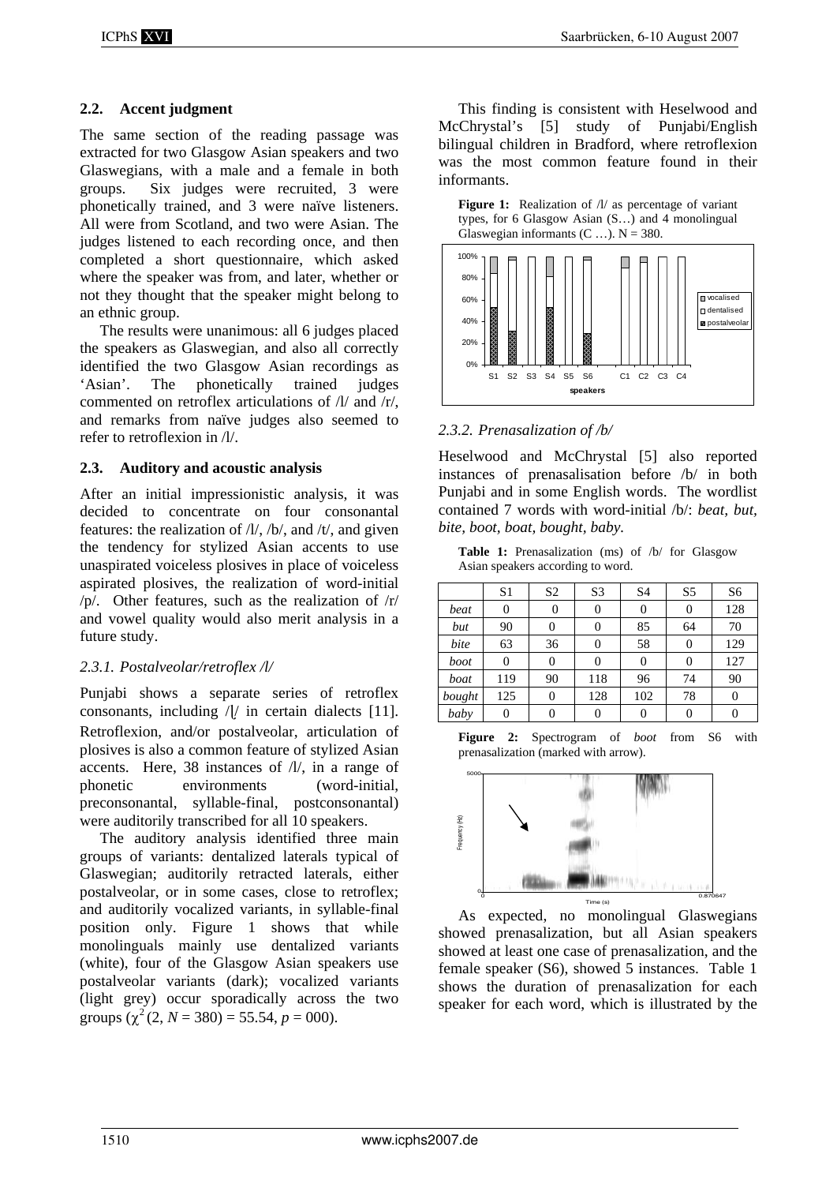### 2.2. Accent judgment

The same section of the reading passage was extracted for two Glasgow Asian speakers and two Glaswegians, with a male and a female in both groups. Six judges were recruited, 3 were phonetically trained, and 3 were naïve listeners. All were from Scotland, and two were Asian. The judges listened to each recording once, and then completed a short questionnaire, which asked where the speaker was from, and later, whether or not they thought that the speaker might belong to an ethnic group.

The results were unanimous: all 6 judges placed the speakers as Glaswegian, and also all correctly identified the two Glasgow Asian recordings as 'Asian'. The phonetically trained judges commented on retroflex articulations of /l/ and /r/, and remarks from naïve judges also seemed to refer to retroflexion in /l/.

### 2.3. Auditory and acoustic analysis

After an initial impressionistic analysis, it was decided to concentrate on four consonantal features: the realization of /l/, /b/, and /t/, and given the tendency for stylized Asian accents to use unaspirated voiceless plosives in place of voiceless aspirated plosives, the realization of word-initial /p/. Other features, such as the realization of /r/ and vowel quality would also merit analysis in a future study.

#### *2.3.1. Postalveolar/retroflex /l/*

Punjabi shows a separate series of retroflex consonants, including /ɭ/ in certain dialects [11]. Retroflexion, and/or postalveolar, articulation of plosives is also a common feature of stylized Asian accents. Here, 38 instances of /l/, in a range of phonetic environments (word-initial, preconsonantal, syllable-final, postconsonantal) were auditorily transcribed for all 10 speakers.

The auditory analysis identified three main groups of variants: dentalized laterals typical of Glaswegian; auditorily retracted laterals, either postalveolar, or in some cases, close to retroflex; and auditorily vocalized variants, in syllable-final position only. Figure 1 shows that while monolinguals mainly use dentalized variants (white), four of the Glasgow Asian speakers use postalveolar variants (dark); vocalized variants (light grey) occur sporadically across the two groups ($\chi^2$ (2, $N$ = 380) = 55.54, $p$ = 000).

This finding is consistent with Heselwood and McChrystal's [5] study of Punjabi/English bilingual children in Bradford, where retroflexion was the most common feature found in their informants.

**Figure 1:** Realization of /l/ as percentage of variant types, for 6 Glasgow Asian (S…) and 4 monolingual Glaswegian informants (C …). N = 380.

100%
80%
60%
40%
20%
0%
S1 S2 S3 S4 S5 S6 C1 C2 C3 C4
speakers
vocalised
dentalised
postalveolar

#### *2.3.2. Prenasalization of /b/*

Heselwood and McChrystal [5] also reported instances of prenasalisation before /b/ in both Punjabi and in some English words. The wordlist contained 7 words with word-initial /b/: *beat, but, bite, boot, boat, bought, baby.*

**Table 1:** Prenasalization (ms) of /b/ for Glasgow Asian speakers according to word.

| | S1 | S2 | S3 | S4 | S5 | S6 |
|---|---|---|---|---|---|---|
| *beat* | 0 | 0 | 0 | 0 | 0 | 128 |
| *but* | 90 | 0 | 0 | 85 | 64 | 70 |
| *bite* | 63 | 36 | 0 | 58 | 0 | 129 |
| *boot* | 0 | 0 | 0 | 0 | 0 | 127 |
| *boat* | 119 | 90 | 118 | 96 | 74 | 90 |
| *bought* | 125 | 0 | 128 | 102 | 78 | 0 |
| *baby* | 0 | 0 | 0 | 0 | 0 | 0 |

**Figure 2:** Spectrogram of *boot* from S6 with prenasalization (marked with arrow).

5000
Frequency (Hz)
0
0
Time (s)
0.870647

As expected, no monolingual Glaswegians showed prenasalization, but all Asian speakers showed at least one case of prenasalization, and the female speaker (S6), showed 5 instances. Table 1 shows the duration of prenasalization for each speaker for each word, which is illustrated by the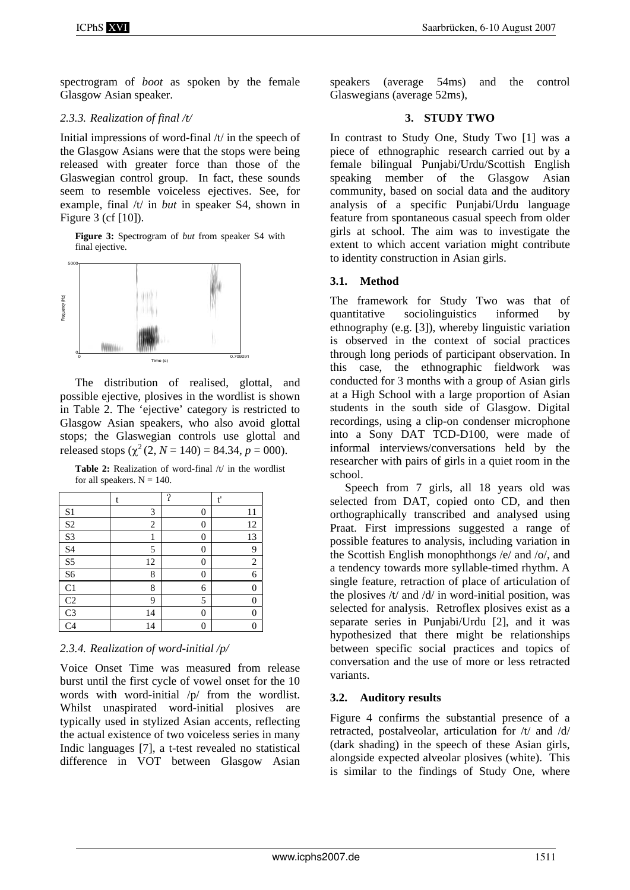spectrogram of *boot* as spoken by the female Glasgow Asian speaker.

### 2.3.3. Realization of final /t/

Initial impressions of word-final /t/ in the speech of the Glasgow Asians were that the stops were being released with greater force than those of the Glaswegian control group. In fact, these sounds seem to resemble voiceless ejectives. See, for example, final /t/ in *but* in speaker S4, shown in Figure 3 (cf [10]).

**Figure 3:** Spectrogram of *but* from speaker S4 with final ejective.

The distribution of realised, glottal, and possible ejective, plosives in the wordlist is shown in Table 2. The 'ejective' category is restricted to Glasgow Asian speakers, who also avoid glottal stops; the Glaswegian controls use glottal and released stops ($\chi^2$ (2, $N$ = 140) = 84.34, $p$ = 000).

**Table 2:** Realization of word-final /t/ in the wordlist for all speakers. N = 140.

| | t | ʔ | t' |
|---|---|---|---|
| S1 | 3 | 0 | 11 |
| S2 | 2 | 0 | 12 |
| S3 | 1 | 0 | 13 |
| S4 | 5 | 0 | 9 |
| S5 | 12 | 0 | 2 |
| S6 | 8 | 0 | 6 |
| C1 | 8 | 6 | 0 |
| C2 | 9 | 5 | 0 |
| C3 | 14 | 0 | 0 |
| C4 | 14 | 0 | 0 |

### 2.3.4. Realization of word-initial /p/

Voice Onset Time was measured from release burst until the first cycle of vowel onset for the 10 words with word-initial /p/ from the wordlist. Whilst unaspirated word-initial plosives are typically used in stylized Asian accents, reflecting the actual existence of two voiceless series in many Indic languages [7], a t-test revealed no statistical difference in VOT between Glasgow Asian speakers (average 54ms) and the control Glaswegians (average 52ms),

## 3. STUDY TWO

In contrast to Study One, Study Two [1] was a piece of ethnographic research carried out by a female bilingual Punjabi/Urdu/Scottish English speaking member of the Glasgow Asian community, based on social data and the auditory analysis of a specific Punjabi/Urdu language feature from spontaneous casual speech from older girls at school. The aim was to investigate the extent to which accent variation might contribute to identity construction in Asian girls.

### 3.1. Method

The framework for Study Two was that of quantitative sociolinguistics informed by ethnography (e.g. [3]), whereby linguistic variation is observed in the context of social practices through long periods of participant observation. In this case, the ethnographic fieldwork was conducted for 3 months with a group of Asian girls at a High School with a large proportion of Asian students in the south side of Glasgow. Digital recordings, using a clip-on condenser microphone into a Sony DAT TCD-D100, were made of informal interviews/conversations held by the researcher with pairs of girls in a quiet room in the school.

Speech from 7 girls, all 18 years old was selected from DAT, copied onto CD, and then orthographically transcribed and analysed using Praat. First impressions suggested a range of possible features to analysis, including variation in the Scottish English monophthongs /e/ and /o/, and a tendency towards more syllable-timed rhythm. A single feature, retraction of place of articulation of the plosives /t/ and /d/ in word-initial position, was selected for analysis. Retroflex plosives exist as a separate series in Punjabi/Urdu [2], and it was hypothesized that there might be relationships between specific social practices and topics of conversation and the use of more or less retracted variants.

### 3.2. Auditory results

Figure 4 confirms the substantial presence of a retracted, postalveolar, articulation for /t/ and /d/ (dark shading) in the speech of these Asian girls, alongside expected alveolar plosives (white). This is similar to the findings of Study One, where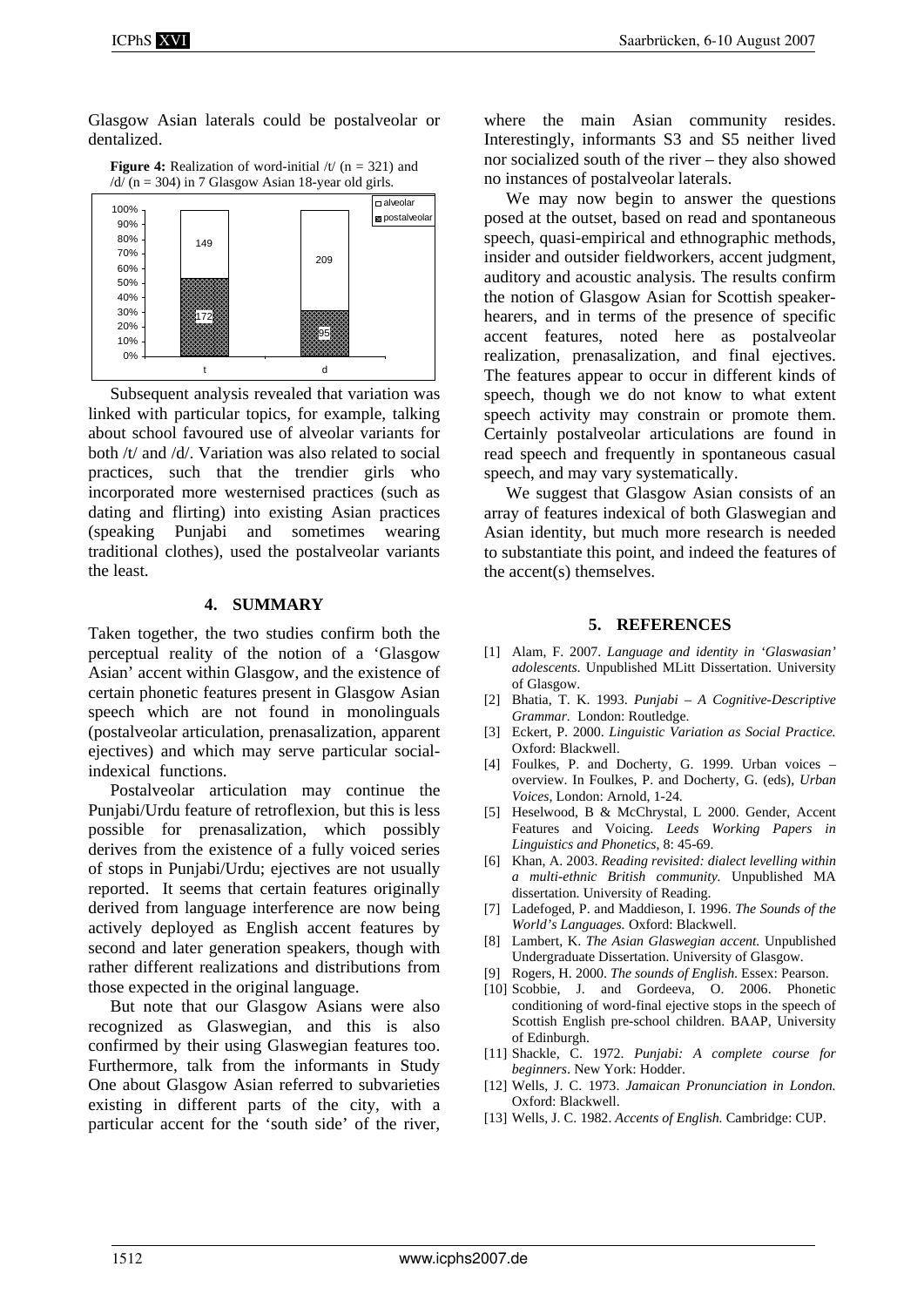Glasgow Asian laterals could be postalveolar or dentalized.

**Figure 4:** Realization of word-initial /t/ (n = 321) and /d/ (n = 304) in 7 Glasgow Asian 18-year old girls.

100%
90%
80%
70%
60%
50%
40%
30%
20%
10%
0%

alveolar
postalveolar

149
172
209
95

t
d

Subsequent analysis revealed that variation was linked with particular topics, for example, talking about school favoured use of alveolar variants for both /t/ and /d/. Variation was also related to social practices, such that the trendier girls who incorporated more westernised practices (such as dating and flirting) into existing Asian practices (speaking Punjabi and sometimes wearing traditional clothes), used the postalveolar variants the least.

## 4. SUMMARY

Taken together, the two studies confirm both the perceptual reality of the notion of a 'Glasgow Asian' accent within Glasgow, and the existence of certain phonetic features present in Glasgow Asian speech which are not found in monolinguals (postalveolar articulation, prenasalization, apparent ejectives) and which may serve particular social-indexical functions.

Postalveolar articulation may continue the Punjabi/Urdu feature of retroflexion, but this is less possible for prenasalization, which possibly derives from the existence of a fully voiced series of stops in Punjabi/Urdu; ejectives are not usually reported. It seems that certain features originally derived from language interference are now being actively deployed as English accent features by second and later generation speakers, though with rather different realizations and distributions from those expected in the original language.

But note that our Glasgow Asians were also recognized as Glaswegian, and this is also confirmed by their using Glaswegian features too. Furthermore, talk from the informants in Study One about Glasgow Asian referred to subvarieties existing in different parts of the city, with a particular accent for the 'south side' of the river, where the main Asian community resides. Interestingly, informants S3 and S5 neither lived nor socialized south of the river – they also showed no instances of postalveolar laterals.

We may now begin to answer the questions posed at the outset, based on read and spontaneous speech, quasi-empirical and ethnographic methods, insider and outsider fieldworkers, accent judgment, auditory and acoustic analysis. The results confirm the notion of Glasgow Asian for Scottish speaker-hearers, and in terms of the presence of specific accent features, noted here as postalveolar realization, prenasalization, and final ejectives. The features appear to occur in different kinds of speech, though we do not know to what extent speech activity may constrain or promote them. Certainly postalveolar articulations are found in read speech and frequently in spontaneous casual speech, and may vary systematically.

We suggest that Glasgow Asian consists of an array of features indexical of both Glaswegian and Asian identity, but much more research is needed to substantiate this point, and indeed the features of the accent(s) themselves.

## 5. REFERENCES

[1] Alam, F. 2007. *Language and identity in 'Glaswasian' adolescents.* Unpublished MLitt Dissertation. University of Glasgow.

[2] Bhatia, T. K. 1993. *Punjabi – A Cognitive-Descriptive Grammar*. London: Routledge.

[3] Eckert, P. 2000. *Linguistic Variation as Social Practice.* Oxford: Blackwell.

[4] Foulkes, P. and Docherty, G. 1999. Urban voices – overview. In Foulkes, P. and Docherty, G. (eds), *Urban Voices*, London: Arnold, 1-24.

[5] Heselwood, B & McChrystal, L 2000. Gender, Accent Features and Voicing. *Leeds Working Papers in Linguistics and Phonetics*, 8: 45-69.

[6] Khan, A. 2003. *Reading revisited: dialect levelling within a multi-ethnic British community.* Unpublished MA dissertation. University of Reading.

[7] Ladefoged, P. and Maddieson, I. 1996. *The Sounds of the World's Languages.* Oxford: Blackwell.

[8] Lambert, K. *The Asian Glaswegian accent.* Unpublished Undergraduate Dissertation. University of Glasgow.

[9] Rogers, H. 2000. *The sounds of English.* Essex: Pearson.

[10] Scobbie, J. and Gordeeva, O. 2006. Phonetic conditioning of word-final ejective stops in the speech of Scottish English pre-school children. BAAP, University of Edinburgh.

[11] Shackle, C. 1972. *Punjabi: A complete course for beginners*. New York: Hodder.

[12] Wells, J. C. 1973. *Jamaican Pronunciation in London.* Oxford: Blackwell.

[13] Wells, J. C. 1982. *Accents of English.* Cambridge: CUP.